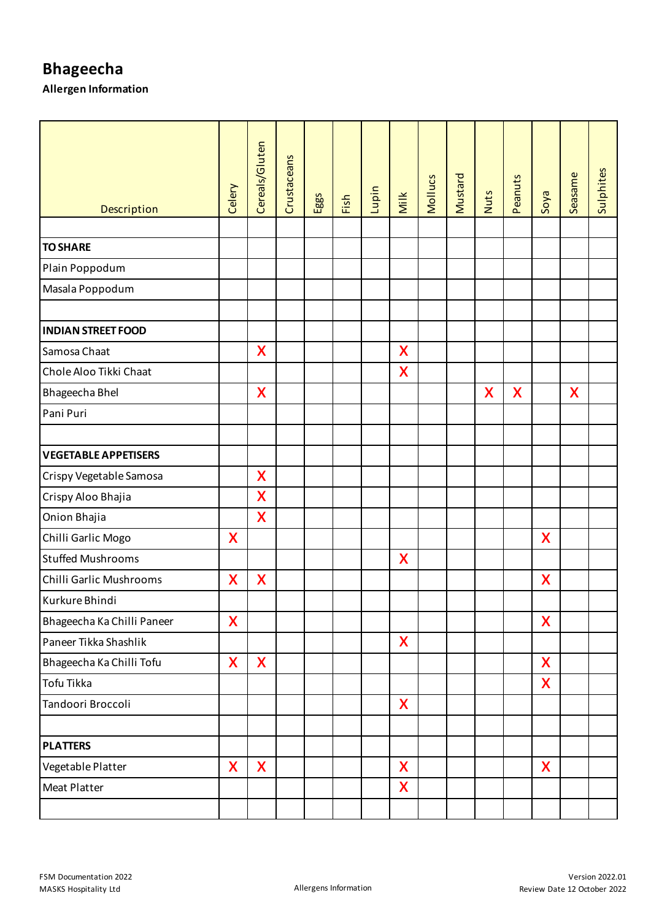# Bhageecha

**Allergen Information**

| Description | Celery | Cereals/Gluten | Crustaceans | Eggs | Fish | Lupin | Milk | Mollucs | Mustard | Nuts | Peanuts | Soya | Seasame | Sulphites |
|---|---|---|---|---|---|---|---|---|---|---|---|---|---|---|
| | | | | | | | | | | | | | | |
| **TO SHARE** | | | | | | | | | | | | | | |
| Plain Poppodum | | | | | | | | | | | | | | |
| Masala Poppodum | | | | | | | | | | | | | | |
| | | | | | | | | | | | | | | |
| **INDIAN STREET FOOD** | | | | | | | | | | | | | | |
| Samosa Chaat | | X | | | | | X | | | | | | | |
| Chole Aloo Tikki Chaat | | | | | | | X | | | | | | | |
| Bhageecha Bhel | | X | | | | | | | | X | X | | X | |
| Pani Puri | | | | | | | | | | | | | | |
| | | | | | | | | | | | | | | |
| **VEGETABLE APPETISERS** | | | | | | | | | | | | | | |
| Crispy Vegetable Samosa | | X | | | | | | | | | | | | |
| Crispy Aloo Bhajia | | X | | | | | | | | | | | | |
| Onion Bhajia | | X | | | | | | | | | | | | |
| Chilli Garlic Mogo | X | | | | | | | | | | | X | | |
| Stuffed Mushrooms | | | | | | | X | | | | | | | |
| Chilli Garlic Mushrooms | X | X | | | | | | | | | | X | | |
| Kurkure Bhindi | | | | | | | | | | | | | | |
| Bhageecha Ka Chilli Paneer | X | | | | | | | | | | | X | | |
| Paneer Tikka Shashlik | | | | | | | X | | | | | | | |
| Bhageecha Ka Chilli Tofu | X | X | | | | | | | | | | X | | |
| Tofu Tikka | | | | | | | | | | | | X | | |
| Tandoori Broccoli | | | | | | | X | | | | | | | |
| | | | | | | | | | | | | | | |
| **PLATTERS** | | | | | | | | | | | | | | |
| Vegetable Platter | X | X | | | | | X | | | | | X | | |
| Meat Platter | | | | | | | X | | | | | | | |
| | | | | | | | | | | | | | | |

FSM Documentation 2022
MASKS Hospitality Ltd

Allergens Information

Version 2022.01
Review Date 12 October 2022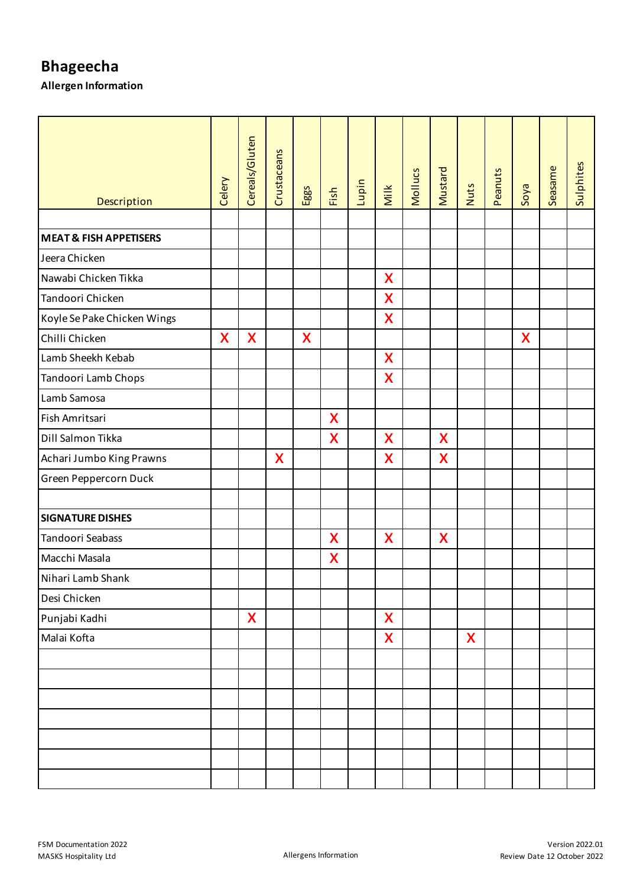# Bhageecha

**Allergen Information**

| Description | Celery | Cereals/Gluten | Crustaceans | Eggs | Fish | Lupin | Milk | Mollucs | Mustard | Nuts | Peanuts | Soya | Seasame | Sulphites |
|---|---|---|---|---|---|---|---|---|---|---|---|---|---|---|
| | | | | | | | | | | | | | | |
| **MEAT & FISH APPETISERS** | | | | | | | | | | | | | | |
| Jeera Chicken | | | | | | | | | | | | | | |
| Nawabi Chicken Tikka | | | | | | | X | | | | | | | |
| Tandoori Chicken | | | | | | | X | | | | | | | |
| Koyle Se Pake Chicken Wings | | | | | | | X | | | | | | | |
| Chilli Chicken | X | X | | X | | | | | | | | X | | |
| Lamb Sheekh Kebab | | | | | | | X | | | | | | | |
| Tandoori Lamb Chops | | | | | | | X | | | | | | | |
| Lamb Samosa | | | | | | | | | | | | | | |
| Fish Amritsari | | | | | X | | | | | | | | | |
| Dill Salmon Tikka | | | | | X | | X | | X | | | | | |
| Achari Jumbo King Prawns | | | X | | | | X | | X | | | | | |
| Green Peppercorn Duck | | | | | | | | | | | | | | |
| | | | | | | | | | | | | | | |
| **SIGNATURE DISHES** | | | | | | | | | | | | | | |
| Tandoori Seabass | | | | | X | | X | | X | | | | | |
| Macchi Masala | | | | | X | | | | | | | | | |
| Nihari Lamb Shank | | | | | | | | | | | | | | |
| Desi Chicken | | | | | | | | | | | | | | |
| Punjabi Kadhi | | X | | | | | X | | | | | | | |
| Malai Kofta | | | | | | | X | | | X | | | | |

FSM Documentation 2022
MASKS Hospitality Ltd

Allergens Information

Version 2022.01
Review Date 12 October 2022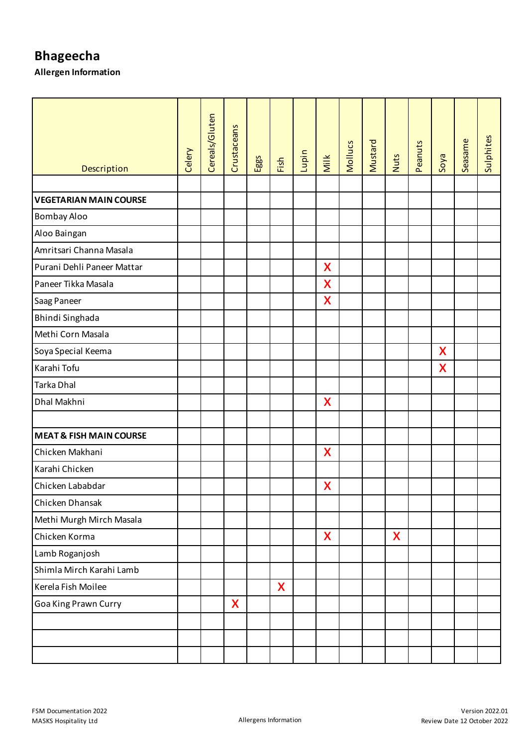# Bhageecha

**Allergen Information**

| Description | Celery | Cereals/Gluten | Crustaceans | Eggs | Fish | Lupin | Milk | Mollucs | Mustard | Nuts | Peanuts | Soya | Seasame | Sulphites |
|---|---|---|---|---|---|---|---|---|---|---|---|---|---|---|
| | | | | | | | | | | | | | | |
| **VEGETARIAN MAIN COURSE** | | | | | | | | | | | | | | |
| Bombay Aloo | | | | | | | | | | | | | | |
| Aloo Baingan | | | | | | | | | | | | | | |
| Amritsari Channa Masala | | | | | | | | | | | | | | |
| Purani Dehli Paneer Mattar | | | | | | | X | | | | | | | |
| Paneer Tikka Masala | | | | | | | X | | | | | | | |
| Saag Paneer | | | | | | | X | | | | | | | |
| Bhindi Singhada | | | | | | | | | | | | | | |
| Methi Corn Masala | | | | | | | | | | | | | | |
| Soya Special Keema | | | | | | | | | | | | X | | |
| Karahi Tofu | | | | | | | | | | | | X | | |
| Tarka Dhal | | | | | | | | | | | | | | |
| Dhal Makhni | | | | | | | X | | | | | | | |
| | | | | | | | | | | | | | | |
| **MEAT & FISH MAIN COURSE** | | | | | | | | | | | | | | |
| Chicken Makhani | | | | | | | X | | | | | | | |
| Karahi Chicken | | | | | | | | | | | | | | |
| Chicken Lababdar | | | | | | | X | | | | | | | |
| Chicken Dhansak | | | | | | | | | | | | | | |
| Methi Murgh Mirch Masala | | | | | | | | | | | | | | |
| Chicken Korma | | | | | | | X | | | X | | | | |
| Lamb Roganjosh | | | | | | | | | | | | | | |
| Shimla Mirch Karahi Lamb | | | | | | | | | | | | | | |
| Kerela Fish Moilee | | | | | X | | | | | | | | | |
| Goa King Prawn Curry | | | X | | | | | | | | | | | |
| | | | | | | | | | | | | | | |
| | | | | | | | | | | | | | | |
| | | | | | | | | | | | | | | |

FSM Documentation 2022
MASKS Hospitality Ltd

Allergens Information

Version 2022.01
Review Date 12 October 2022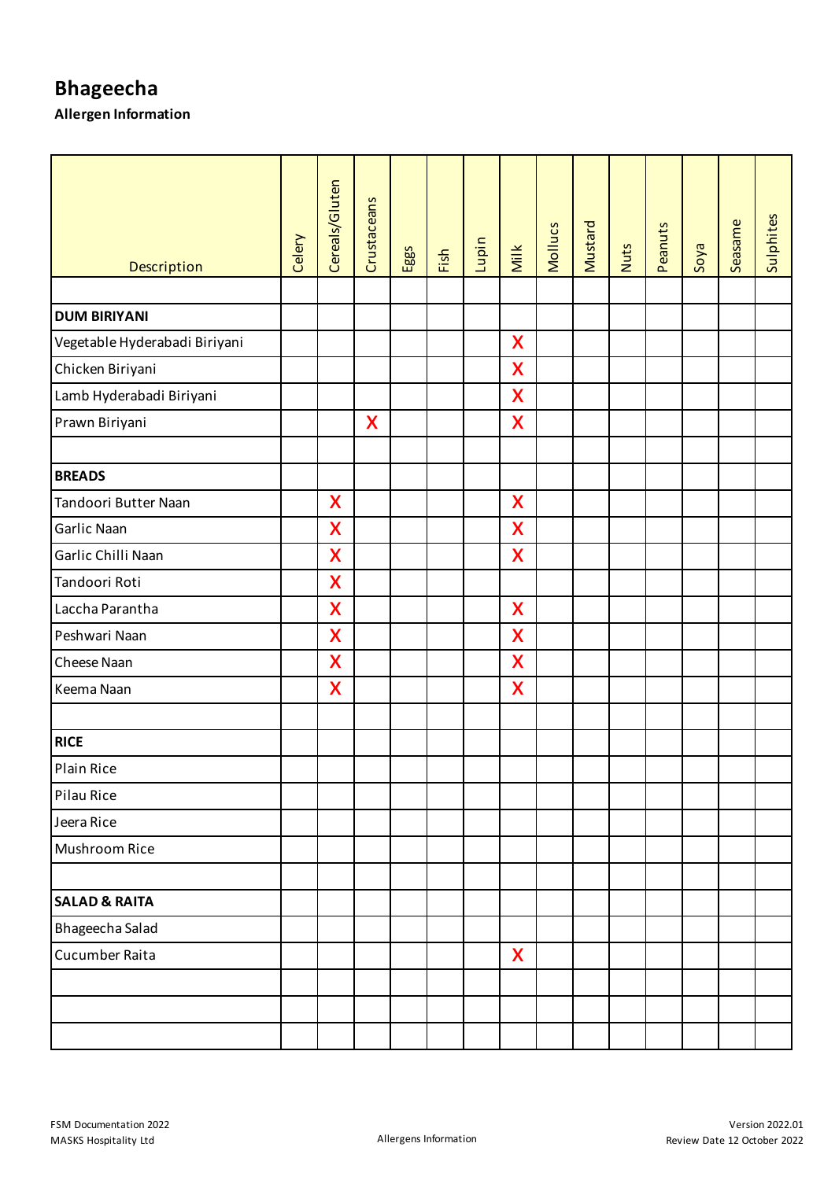# Bhageecha

**Allergen Information**

| Description | Celery | Cereals/Gluten | Crustaceans | Eggs | Fish | Lupin | Milk | Mollucs | Mustard | Nuts | Peanuts | Soya | Seasame | Sulphites |
|---|---|---|---|---|---|---|---|---|---|---|---|---|---|---|
| | | | | | | | | | | | | | | |
| **DUM BIRIYANI** | | | | | | | | | | | | | | |
| Vegetable Hyderabadi Biriyani | | | | | | | X | | | | | | | |
| Chicken Biriyani | | | | | | | X | | | | | | | |
| Lamb Hyderabadi Biriyani | | | | | | | X | | | | | | | |
| Prawn Biriyani | | | X | | | | X | | | | | | | |
| | | | | | | | | | | | | | | |
| **BREADS** | | | | | | | | | | | | | | |
| Tandoori Butter Naan | | X | | | | | X | | | | | | | |
| Garlic Naan | | X | | | | | X | | | | | | | |
| Garlic Chilli Naan | | X | | | | | X | | | | | | | |
| Tandoori Roti | | X | | | | | | | | | | | | |
| Laccha Parantha | | X | | | | | X | | | | | | | |
| Peshwari Naan | | X | | | | | X | | | | | | | |
| Cheese Naan | | X | | | | | X | | | | | | | |
| Keema Naan | | X | | | | | X | | | | | | | |
| | | | | | | | | | | | | | | |
| **RICE** | | | | | | | | | | | | | | |
| Plain Rice | | | | | | | | | | | | | | |
| Pilau Rice | | | | | | | | | | | | | | |
| Jeera Rice | | | | | | | | | | | | | | |
| Mushroom Rice | | | | | | | | | | | | | | |
| | | | | | | | | | | | | | | |
| **SALAD & RAITA** | | | | | | | | | | | | | | |
| Bhageecha Salad | | | | | | | | | | | | | | |
| Cucumber Raita | | | | | | | X | | | | | | | |
| | | | | | | | | | | | | | | |
| | | | | | | | | | | | | | | |
| | | | | | | | | | | | | | | |

FSM Documentation 2022
MASKS Hospitality Ltd

Allergens Information

Version 2022.01
Review Date 12 October 2022